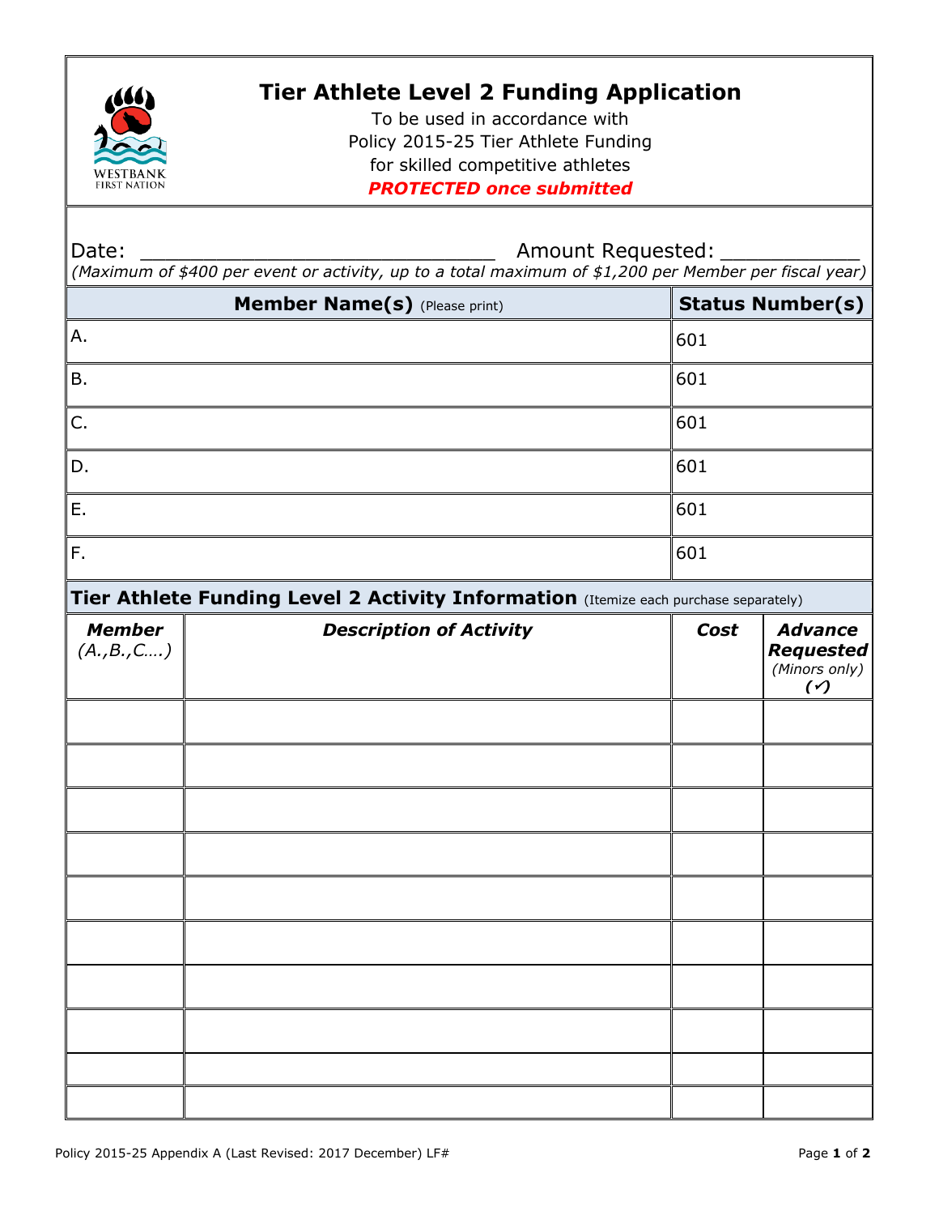WESTBANK FIRST NATION

# Tier Athlete Level 2 Funding Application

To be used in accordance with
Policy 2015-25 Tier Athlete Funding
for skilled competitive athletes
***PROTECTED once submitted***

Date: ____________________________ Amount Requested: ___________
*(Maximum of $400 per event or activity, up to a total maximum of $1,200 per Member per fiscal year)*

| **Member Name(s)** (Please print) | **Status Number(s)** |
|---|---|
| A. | 601 |
| B. | 601 |
| C. | 601 |
| D. | 601 |
| E. | 601 |
| F. | 601 |

**Tier Athlete Funding Level 2 Activity Information** (Itemize each purchase separately)

| ***Member*** *(A.,B.,C….)* | ***Description of Activity*** | ***Cost*** | ***Advance Requested*** *(Minors only) (✓)* |
|---|---|---|---|
| | | | |
| | | | |
| | | | |
| | | | |
| | | | |
| | | | |
| | | | |
| | | | |
| | | | |
| | | | |

Policy 2015-25 Appendix A (Last Revised: 2017 December) LF#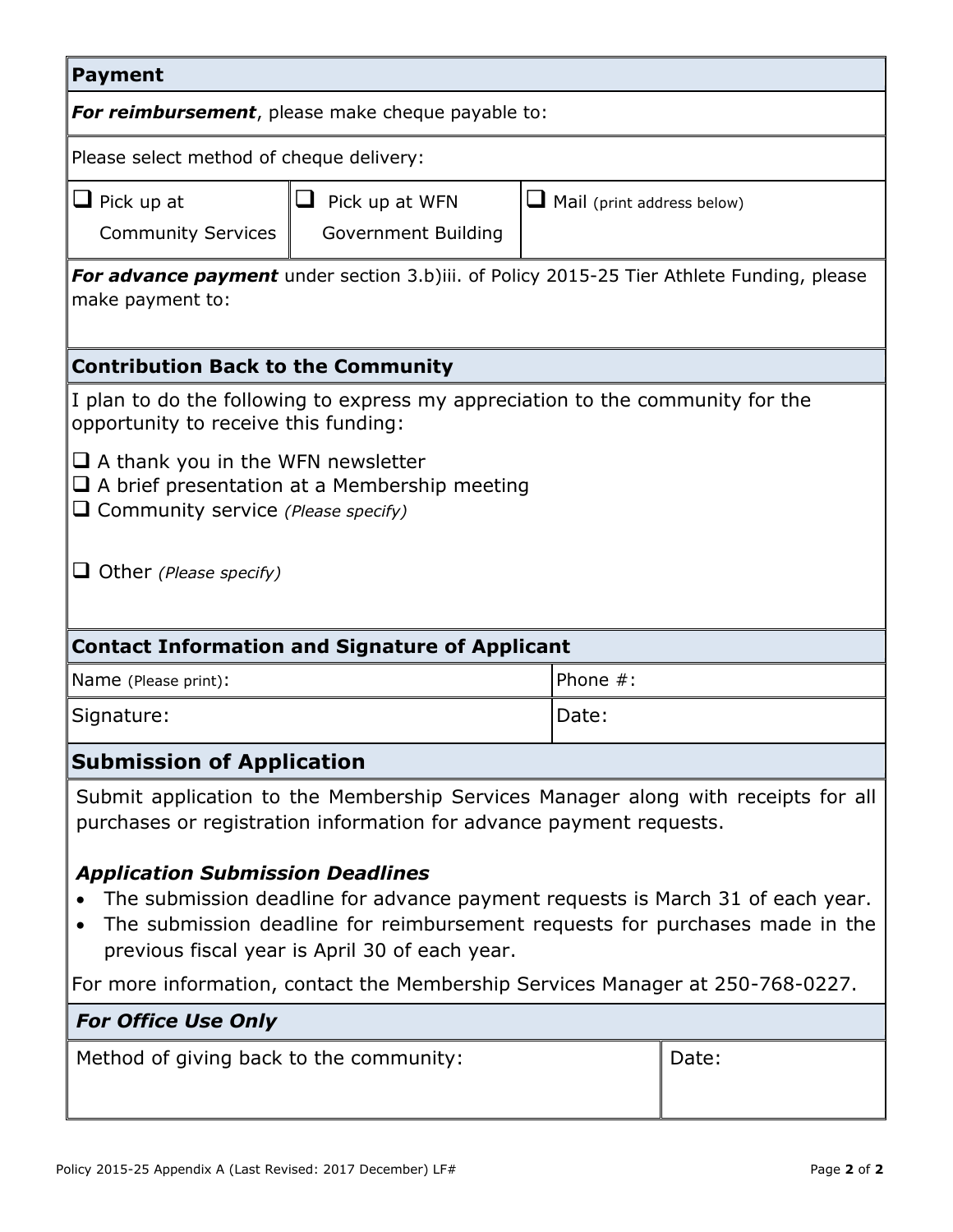## Payment

***For reimbursement***, please make cheque payable to:

Please select method of cheque delivery:

| | | |
|---|---|---|
| ❑ Pick up at Community Services | ❑ Pick up at WFN Government Building | ❑ Mail (print address below) |

***For advance payment*** under section 3.b)iii. of Policy 2015-25 Tier Athlete Funding, please make payment to:

## Contribution Back to the Community

I plan to do the following to express my appreciation to the community for the opportunity to receive this funding:

❑ A thank you in the WFN newsletter
❑ A brief presentation at a Membership meeting
❑ Community service *(Please specify)*

❑ Other *(Please specify)*

## Contact Information and Signature of Applicant

| | |
|---|---|
| Name (Please print): | Phone #: |
| Signature: | Date: |

## Submission of Application

Submit application to the Membership Services Manager along with receipts for all purchases or registration information for advance payment requests.

### *Application Submission Deadlines*

- The submission deadline for advance payment requests is March 31 of each year.
- The submission deadline for reimbursement requests for purchases made in the previous fiscal year is April 30 of each year.

For more information, contact the Membership Services Manager at 250-768-0227.

## *For Office Use Only*

| | |
|---|---|
| Method of giving back to the community: | Date: |

Policy 2015-25 Appendix A (Last Revised: 2017 December) LF#